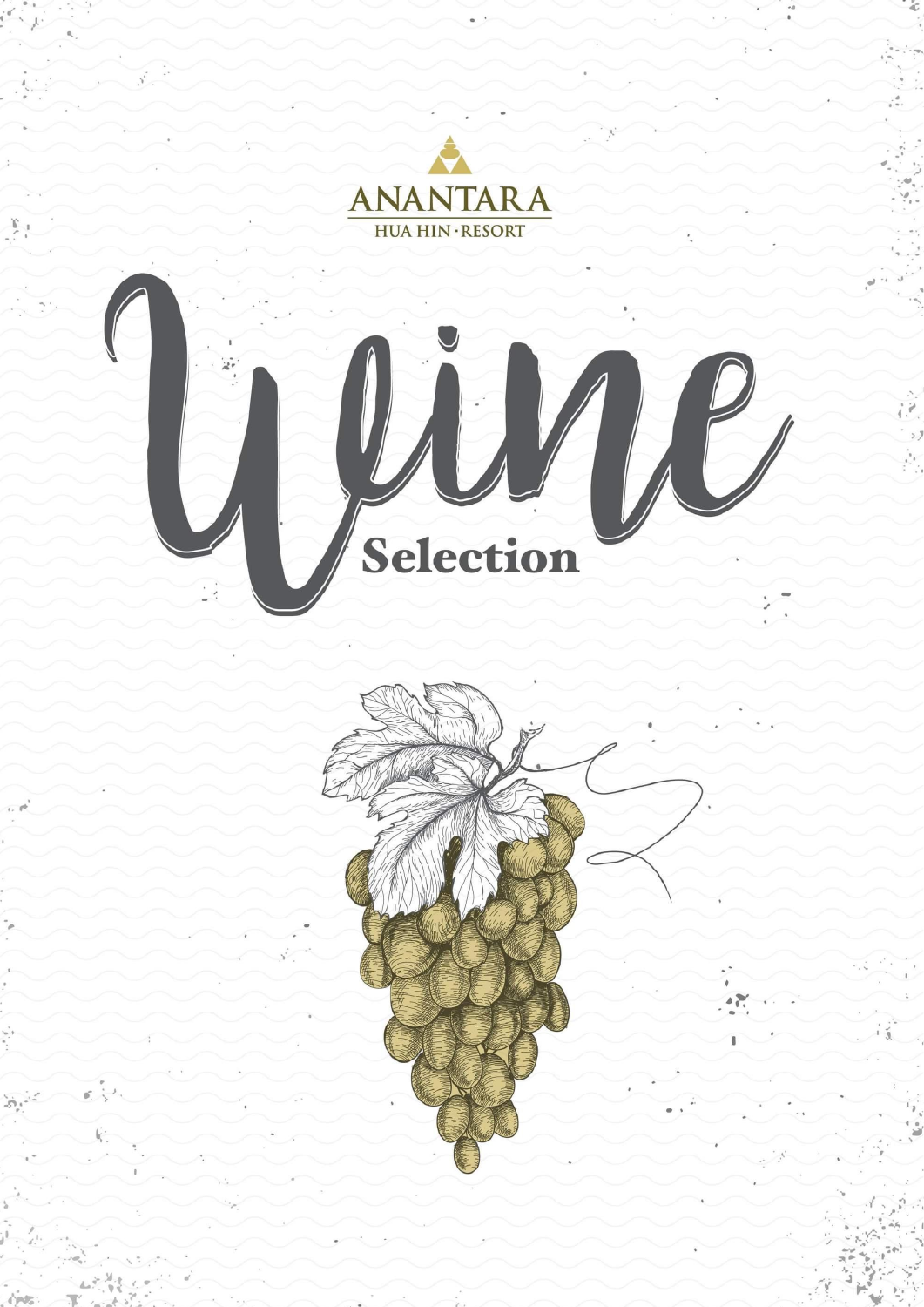ANANTARA

HUA HIN · RESORT

# Wine

## Selection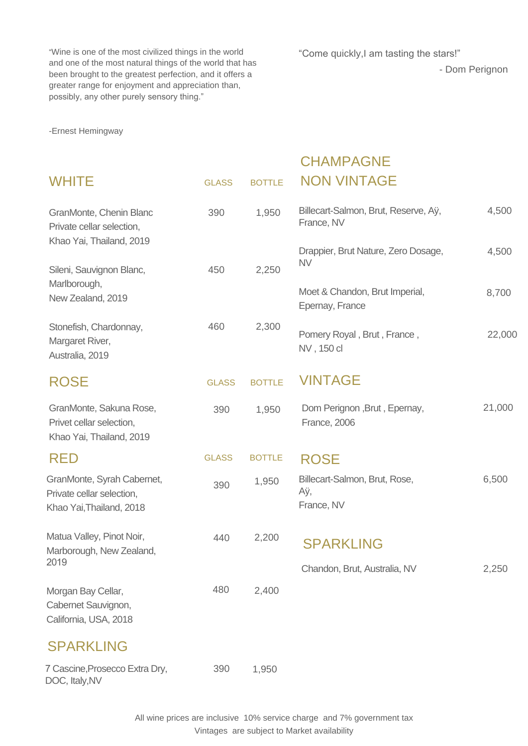"Wine is one of the most civilized things in the world and one of the most natural things of the world that has been brought to the greatest perfection, and it offers a greater range for enjoyment and appreciation than, possibly, any other purely sensory thing."

-Ernest Hemingway

"Come quickly,I am tasting the stars!"

- Dom Perignon

## WHITE

| | GLASS | BOTTLE |
|---|---|---|
| GranMonte, Chenin Blanc Private cellar selection, Khao Yai, Thailand, 2019 | 390 | 1,950 |
| Sileni, Sauvignon Blanc, Marlborough, New Zealand, 2019 | 450 | 2,250 |
| Stonefish, Chardonnay, Margaret River, Australia, 2019 | 460 | 2,300 |

## ROSE

| | GLASS | BOTTLE |
|---|---|---|
| GranMonte, Sakuna Rose, Privet cellar selection, Khao Yai, Thailand, 2019 | 390 | 1,950 |

## RED

| | GLASS | BOTTLE |
|---|---|---|
| GranMonte, Syrah Cabernet, Private cellar selection, Khao Yai,Thailand, 2018 | 390 | 1,950 |
| Matua Valley, Pinot Noir, Marborough, New Zealand, 2019 | 440 | 2,200 |
| Morgan Bay Cellar, Cabernet Sauvignon, California, USA, 2018 | 480 | 2,400 |

## SPARKLING

| | | |
|---|---|---|
| 7 Cascine,Prosecco Extra Dry, DOC, Italy,NV | 390 | 1,950 |

## CHAMPAGNE NON VINTAGE

| | |
|---|---|
| Billecart-Salmon, Brut, Reserve, Aÿ, France, NV | 4,500 |
| Drappier, Brut Nature, Zero Dosage, NV | 4,500 |
| Moet & Chandon, Brut Imperial, Epernay, France | 8,700 |
| Pomery Royal , Brut , France , NV , 150 cl | 22,000 |

## VINTAGE

| | |
|---|---|
| Dom Perignon ,Brut , Epernay, France, 2006 | 21,000 |

## ROSE

| | |
|---|---|
| Billecart-Salmon, Brut, Rose, Aÿ, France, NV | 6,500 |

## SPARKLING

| | |
|---|---|
| Chandon, Brut, Australia, NV | 2,250 |

All wine prices are inclusive 10% service charge and 7% government tax

Vintages are subject to Market availability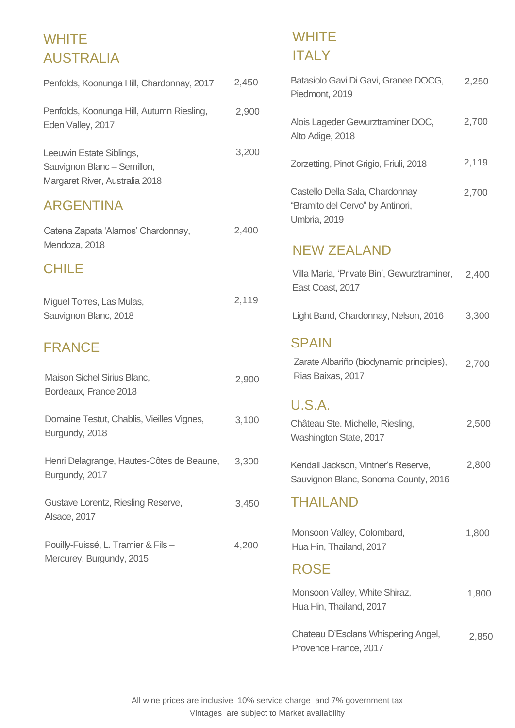# WHITE

## AUSTRALIA

| Wine | Price |
|---|---|
| Penfolds, Koonunga Hill, Chardonnay, 2017 | 2,450 |
| Penfolds, Koonunga Hill, Autumn Riesling, Eden Valley, 2017 | 2,900 |
| Leeuwin Estate Siblings, Sauvignon Blanc – Semillon, Margaret River, Australia 2018 | 3,200 |

## ARGENTINA

| Wine | Price |
|---|---|
| Catena Zapata 'Alamos' Chardonnay, Mendoza, 2018 | 2,400 |

## CHILE

| Wine | Price |
|---|---|
| Miguel Torres, Las Mulas, Sauvignon Blanc, 2018 | 2,119 |

## FRANCE

| Wine | Price |
|---|---|
| Maison Sichel Sirius Blanc, Bordeaux, France 2018 | 2,900 |
| Domaine Testut, Chablis, Vieilles Vignes, Burgundy, 2018 | 3,100 |
| Henri Delagrange, Hautes-Côtes de Beaune, Burgundy, 2017 | 3,300 |
| Gustave Lorentz, Riesling Reserve, Alsace, 2017 | 3,450 |
| Pouilly-Fuissé, L. Tramier & Fils – Mercurey, Burgundy, 2015 | 4,200 |

# WHITE

## ITALY

| Wine | Price |
|---|---|
| Batasiolo Gavi Di Gavi, Granee DOCG, Piedmont, 2019 | 2,250 |
| Alois Lageder Gewurztraminer DOC, Alto Adige, 2018 | 2,700 |
| Zorzetting, Pinot Grigio, Friuli, 2018 | 2,119 |
| Castello Della Sala, Chardonnay "Bramito del Cervo" by Antinori, Umbria, 2019 | 2,700 |

## NEW ZEALAND

| Wine | Price |
|---|---|
| Villa Maria, 'Private Bin', Gewurztraminer, East Coast, 2017 | 2,400 |
| Light Band, Chardonnay, Nelson, 2016 | 3,300 |

## SPAIN

| Wine | Price |
|---|---|
| Zarate Albariño (biodynamic principles), Rias Baixas, 2017 | 2,700 |

## U.S.A.

| Wine | Price |
|---|---|
| Château Ste. Michelle, Riesling, Washington State, 2017 | 2,500 |
| Kendall Jackson, Vintner's Reserve, Sauvignon Blanc, Sonoma County, 2016 | 2,800 |

## THAILAND

| Wine | Price |
|---|---|
| Monsoon Valley, Colombard, Hua Hin, Thailand, 2017 | 1,800 |

## ROSE

| Wine | Price |
|---|---|
| Monsoon Valley, White Shiraz, Hua Hin, Thailand, 2017 | 1,800 |
| Chateau D'Esclans Whispering Angel, Provence France, 2017 | 2,850 |

All wine prices are inclusive 10% service charge and 7% government tax

Vintages are subject to Market availability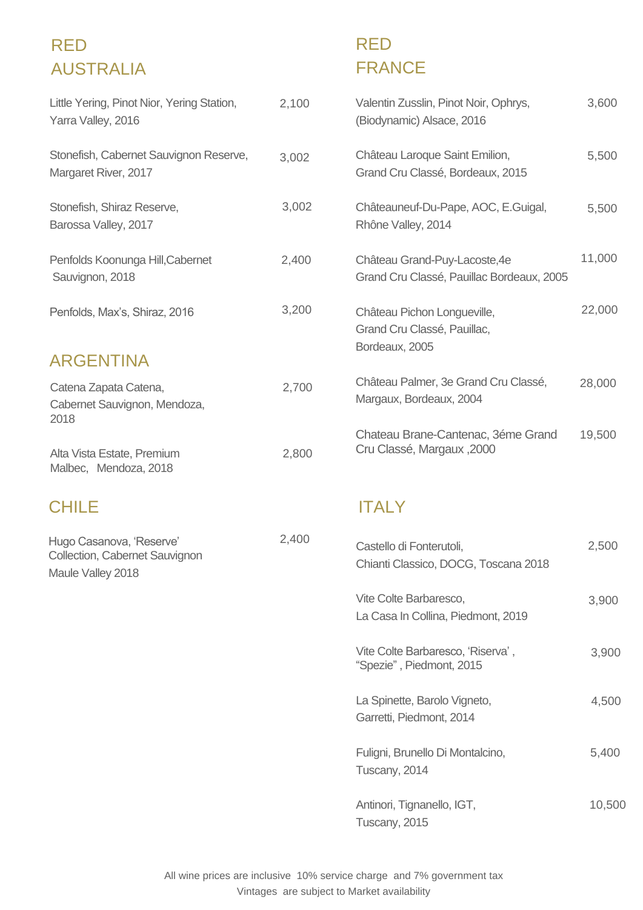# RED AUSTRALIA

| Wine | Price |
| --- | --- |
| Little Yering, Pinot Nior, Yering Station, Yarra Valley, 2016 | 2,100 |
| Stonefish, Cabernet Sauvignon Reserve, Margaret River, 2017 | 3,002 |
| Stonefish, Shiraz Reserve, Barossa Valley, 2017 | 3,002 |
| Penfolds Koonunga Hill,Cabernet Sauvignon, 2018 | 2,400 |
| Penfolds, Max's, Shiraz, 2016 | 3,200 |

## ARGENTINA

| Wine | Price |
| --- | --- |
| Catena Zapata Catena, Cabernet Sauvignon, Mendoza, 2018 | 2,700 |
| Alta Vista Estate, Premium Malbec, Mendoza, 2018 | 2,800 |

## CHILE

| Wine | Price |
| --- | --- |
| Hugo Casanova, 'Reserve' Collection, Cabernet Sauvignon Maule Valley 2018 | 2,400 |

# RED FRANCE

| Wine | Price |
| --- | --- |
| Valentin Zusslin, Pinot Noir, Ophrys, (Biodynamic) Alsace, 2016 | 3,600 |
| Château Laroque Saint Emilion, Grand Cru Classé, Bordeaux, 2015 | 5,500 |
| Châteauneuf-Du-Pape, AOC, E.Guigal, Rhône Valley, 2014 | 5,500 |
| Château Grand-Puy-Lacoste,4e Grand Cru Classé, Pauillac Bordeaux, 2005 | 11,000 |
| Château Pichon Longueville, Grand Cru Classé, Pauillac, Bordeaux, 2005 | 22,000 |
| Château Palmer, 3e Grand Cru Classé, Margaux, Bordeaux, 2004 | 28,000 |
| Chateau Brane-Cantenac, 3éme Grand Cru Classé, Margaux ,2000 | 19,500 |

## ITALY

| Wine | Price |
| --- | --- |
| Castello di Fonterutoli, Chianti Classico, DOCG, Toscana 2018 | 2,500 |
| Vite Colte Barbaresco, La Casa In Collina, Piedmont, 2019 | 3,900 |
| Vite Colte Barbaresco, 'Riserva' , "Spezie" , Piedmont, 2015 | 3,900 |
| La Spinette, Barolo Vigneto, Garretti, Piedmont, 2014 | 4,500 |
| Fuligni, Brunello Di Montalcino, Tuscany, 2014 | 5,400 |
| Antinori, Tignanello, IGT, Tuscany, 2015 | 10,500 |

All wine prices are inclusive 10% service charge and 7% government tax
Vintages are subject to Market availability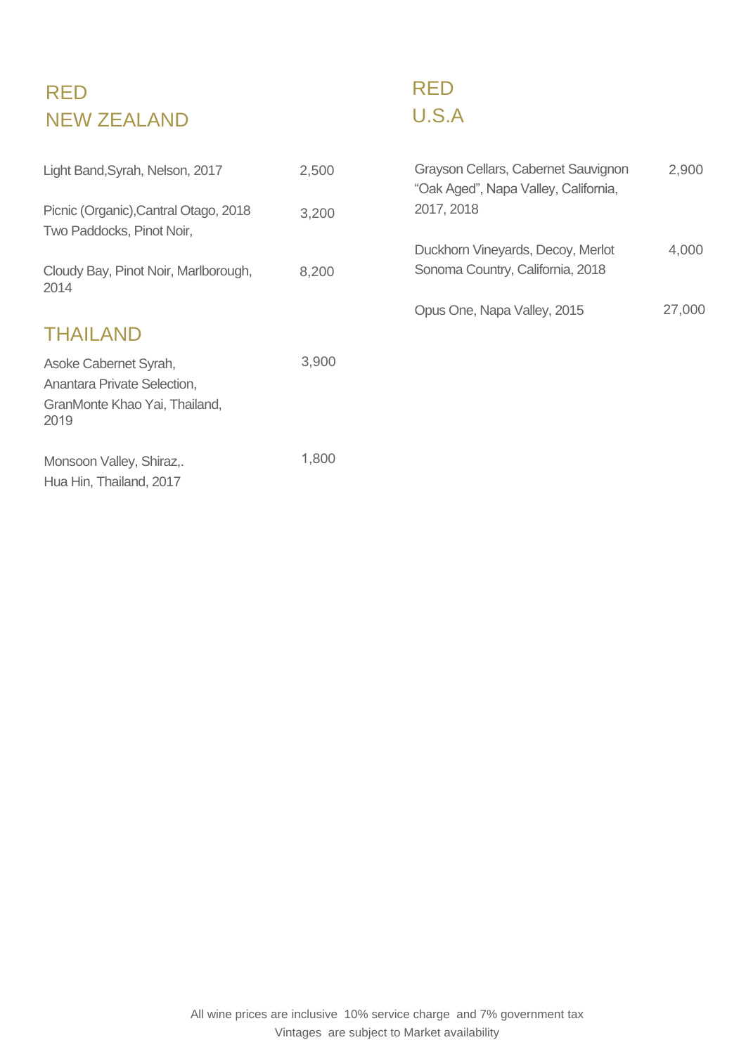## RED
## NEW ZEALAND

| | |
|---|---|
| Light Band,Syrah, Nelson, 2017 | 2,500 |
| Picnic (Organic),Cantral Otago, 2018 Two Paddocks, Pinot Noir, | 3,200 |
| Cloudy Bay, Pinot Noir, Marlborough, 2014 | 8,200 |

## THAILAND

| | |
|---|---|
| Asoke Cabernet Syrah, Anantara Private Selection, GranMonte Khao Yai, Thailand, 2019 | 3,900 |
| Monsoon Valley, Shiraz,. Hua Hin, Thailand, 2017 | 1,800 |

## RED
## U.S.A

| | |
|---|---|
| Grayson Cellars, Cabernet Sauvignon "Oak Aged", Napa Valley, California, 2017, 2018 | 2,900 |
| Duckhorn Vineyards, Decoy, Merlot Sonoma Country, California, 2018 | 4,000 |
| Opus One, Napa Valley, 2015 | 27,000 |

All wine prices are inclusive 10% service charge and 7% government tax

Vintages are subject to Market availability